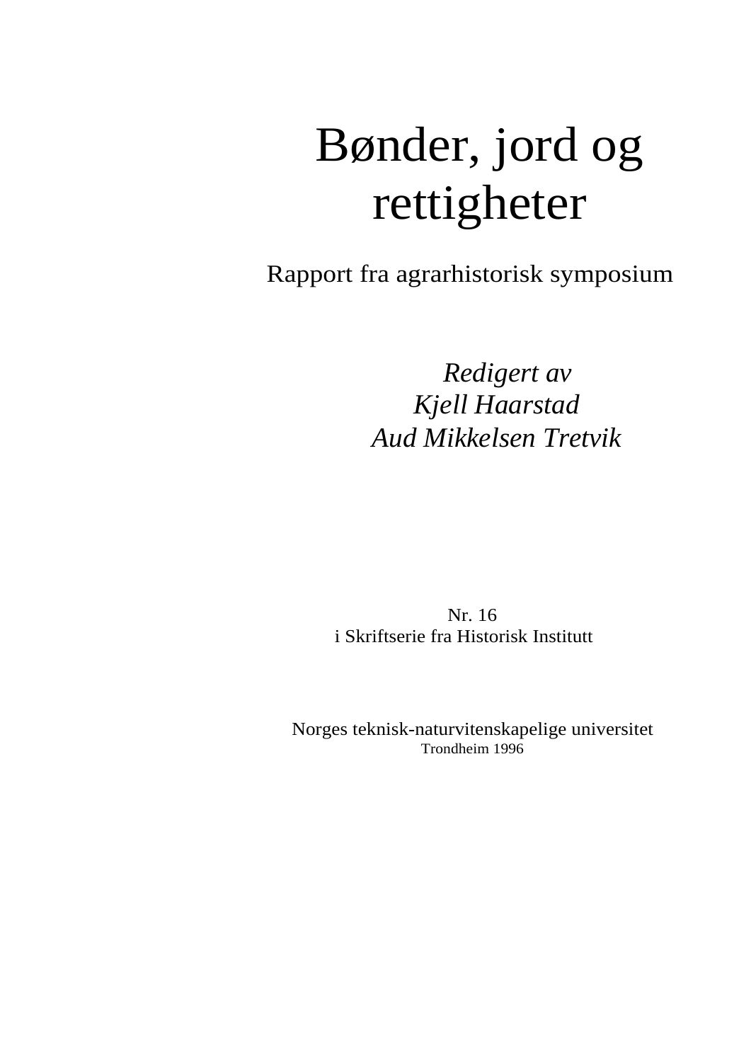# Bønder, jord og rettigheter

## Rapport fra agrarhistorisk symposium

*Redigert av*
*Kjell Haarstad*
*Aud Mikkelsen Tretvik*

Nr. 16
i Skriftserie fra Historisk Institutt

Norges teknisk-naturvitenskapelige universitet
Trondheim 1996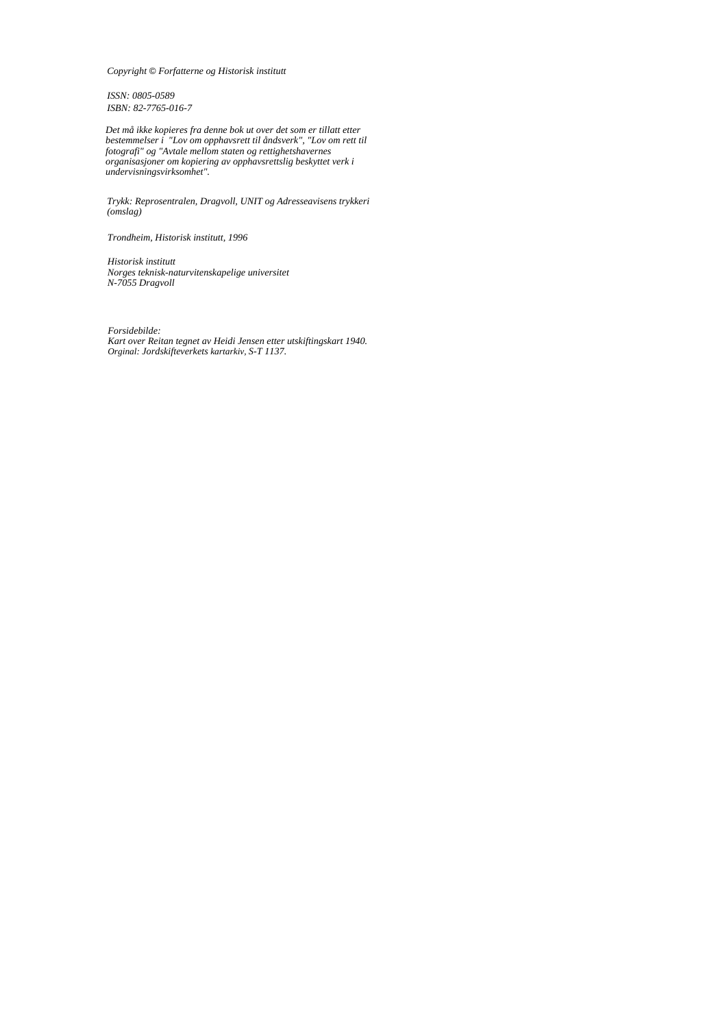*Copyright © Forfatterne og Historisk institutt*

*ISSN: 0805-0589*
*ISBN: 82-7765-016-7*

*Det må ikke kopieres fra denne bok ut over det som er tillatt etter bestemmelser i "Lov om opphavsrett til åndsverk", "Lov om rett til fotografi" og "Avtale mellom staten og rettighetshavernes organisasjoner om kopiering av opphavsrettslig beskyttet verk i undervisningsvirksomhet".*

*Trykk: Reprosentralen, Dragvoll, UNIT og Adresseavisens trykkeri (omslag)*

*Trondheim, Historisk institutt, 1996*

*Historisk institutt*
*Norges teknisk-naturvitenskapelige universitet*
*N-7055 Dragvoll*

*Forsidebilde:*
*Kart over Reitan tegnet av Heidi Jensen etter utskiftingskart 1940.*
*Orginal: Jordskifteverkets kartarkiv, S-T 1137.*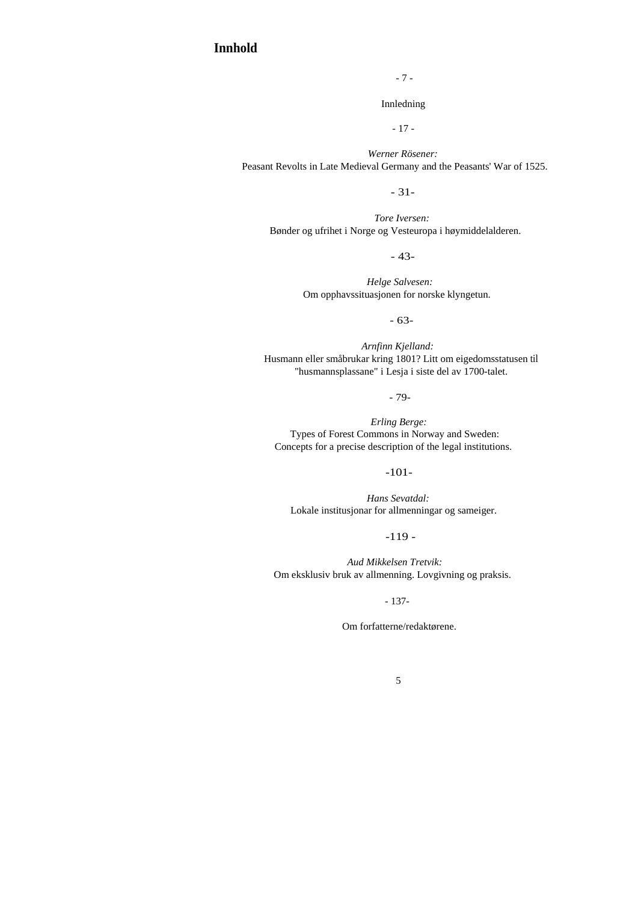# Innhold

- 7 -

Innledning

- 17 -

*Werner Rösener:*
Peasant Revolts in Late Medieval Germany and the Peasants' War of 1525.

- 31-

*Tore Iversen:*
Bønder og ufrihet i Norge og Vesteuropa i høymiddelalderen.

- 43-

*Helge Salvesen:*
Om opphavssituasjonen for norske klyngetun.

- 63-

*Arnfinn Kjelland:*
Husmann eller småbrukar kring 1801? Litt om eigedomsstatusen til "husmannsplassane" i Lesja i siste del av 1700-talet.

- 79-

*Erling Berge:*
Types of Forest Commons in Norway and Sweden:
Concepts for a precise description of the legal institutions.

-101-

*Hans Sevatdal:*
Lokale institusjonar for allmenningar og sameiger.

-119 -

*Aud Mikkelsen Tretvik:*
Om eksklusiv bruk av allmenning. Lovgivning og praksis.

- 137-

Om forfatterne/redaktørene.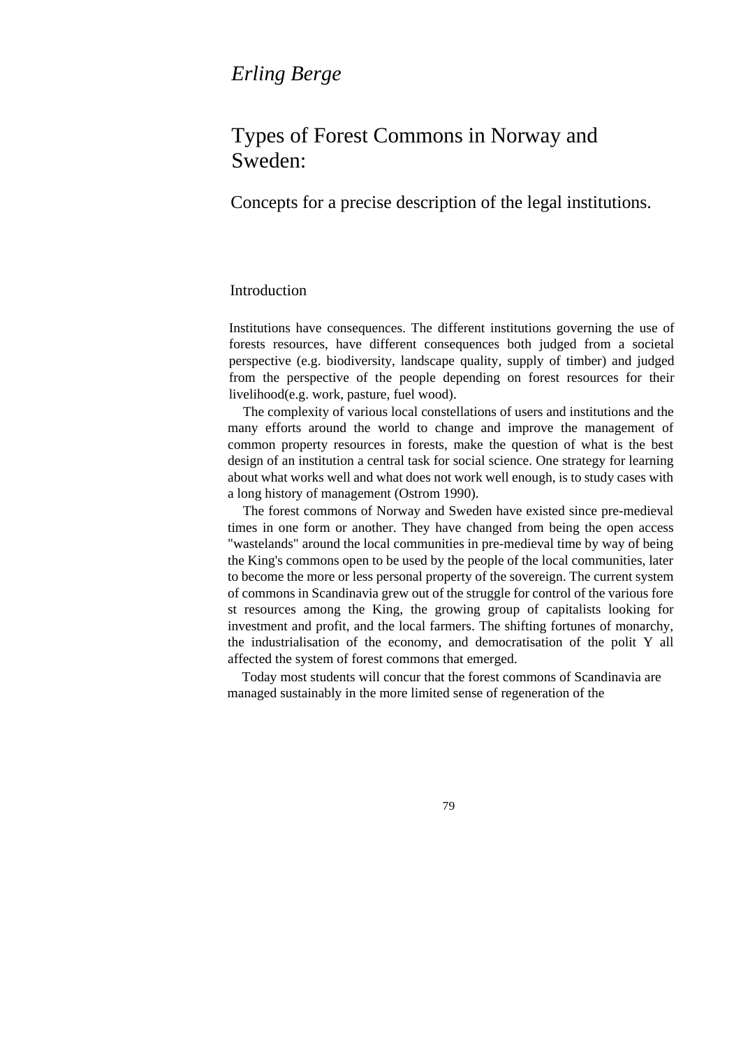*Erling Berge*

# Types of Forest Commons in Norway and Sweden:

## Concepts for a precise description of the legal institutions.

### Introduction

Institutions have consequences. The different institutions governing the use of forests resources, have different consequences both judged from a societal perspective (e.g. biodiversity, landscape quality, supply of timber) and judged from the perspective of the people depending on forest resources for their livelihood(e.g. work, pasture, fuel wood).

The complexity of various local constellations of users and institutions and the many efforts around the world to change and improve the management of common property resources in forests, make the question of what is the best design of an institution a central task for social science. One strategy for learning about what works well and what does not work well enough, is to study cases with a long history of management (Ostrom 1990).

The forest commons of Norway and Sweden have existed since pre-medieval times in one form or another. They have changed from being the open access "wastelands" around the local communities in pre-medieval time by way of being the King's commons open to be used by the people of the local communities, later to become the more or less personal property of the sovereign. The current system of commons in Scandinavia grew out of the struggle for control of the various fore st resources among the King, the growing group of capitalists looking for investment and profit, and the local farmers. The shifting fortunes of monarchy, the industrialisation of the economy, and democratisation of the polit Y all affected the system of forest commons that emerged.

Today most students will concur that the forest commons of Scandinavia are managed sustainably in the more limited sense of regeneration of the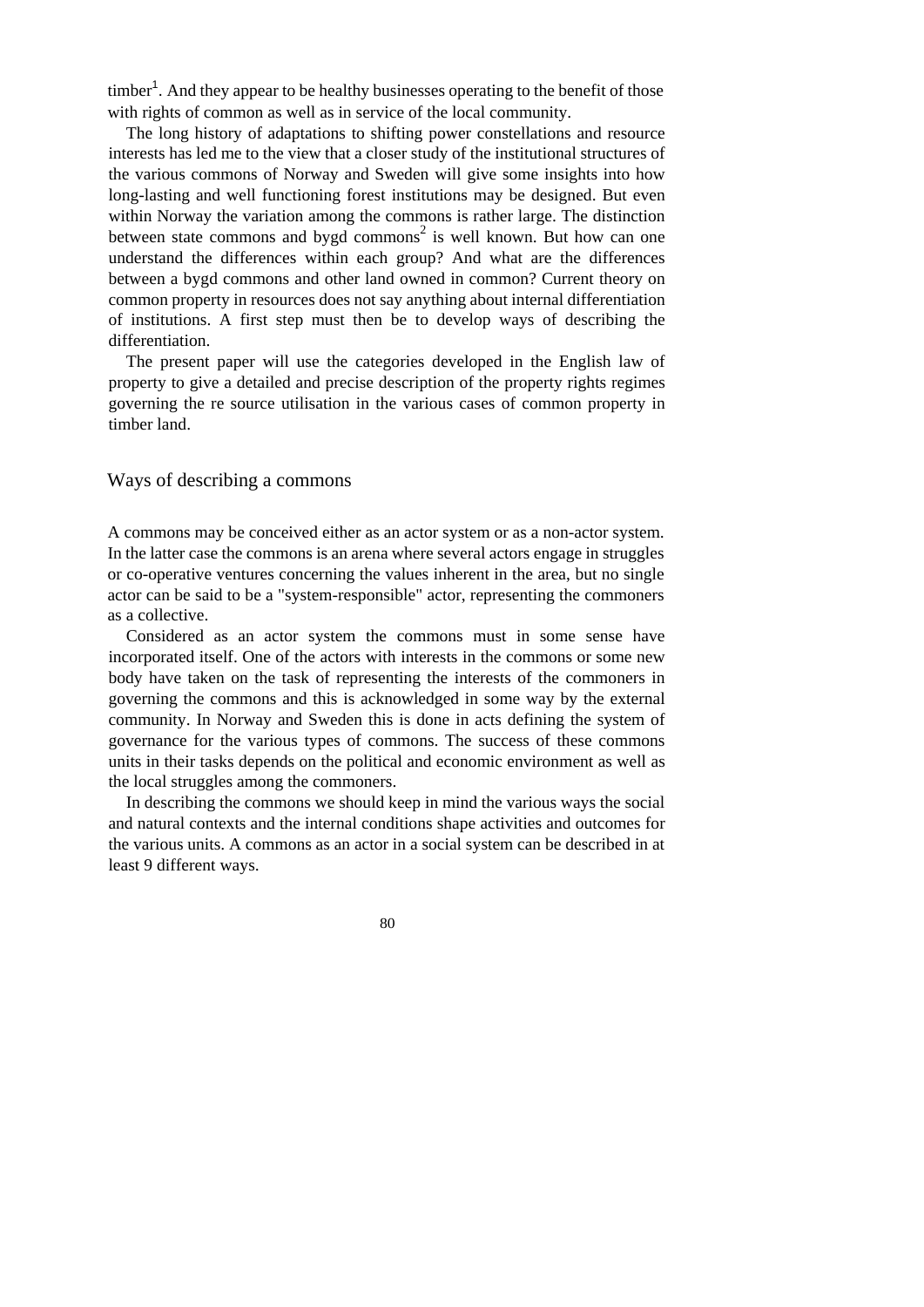timber[1]. And they appear to be healthy businesses operating to the benefit of those with rights of common as well as in service of the local community.

The long history of adaptations to shifting power constellations and resource interests has led me to the view that a closer study of the institutional structures of the various commons of Norway and Sweden will give some insights into how long-lasting and well functioning forest institutions may be designed. But even within Norway the variation among the commons is rather large. The distinction between state commons and bygd commons[2] is well known. But how can one understand the differences within each group? And what are the differences between a bygd commons and other land owned in common? Current theory on common property in resources does not say anything about internal differentiation of institutions. A first step must then be to develop ways of describing the differentiation.

The present paper will use the categories developed in the English law of property to give a detailed and precise description of the property rights regimes governing the re source utilisation in the various cases of common property in timber land.

## Ways of describing a commons

A commons may be conceived either as an actor system or as a non-actor system. In the latter case the commons is an arena where several actors engage in struggles or co-operative ventures concerning the values inherent in the area, but no single actor can be said to be a "system-responsible" actor, representing the commoners as a collective.

Considered as an actor system the commons must in some sense have incorporated itself. One of the actors with interests in the commons or some new body have taken on the task of representing the interests of the commoners in governing the commons and this is acknowledged in some way by the external community. In Norway and Sweden this is done in acts defining the system of governance for the various types of commons. The success of these commons units in their tasks depends on the political and economic environment as well as the local struggles among the commoners.

In describing the commons we should keep in mind the various ways the social and natural contexts and the internal conditions shape activities and outcomes for the various units. A commons as an actor in a social system can be described in at least 9 different ways.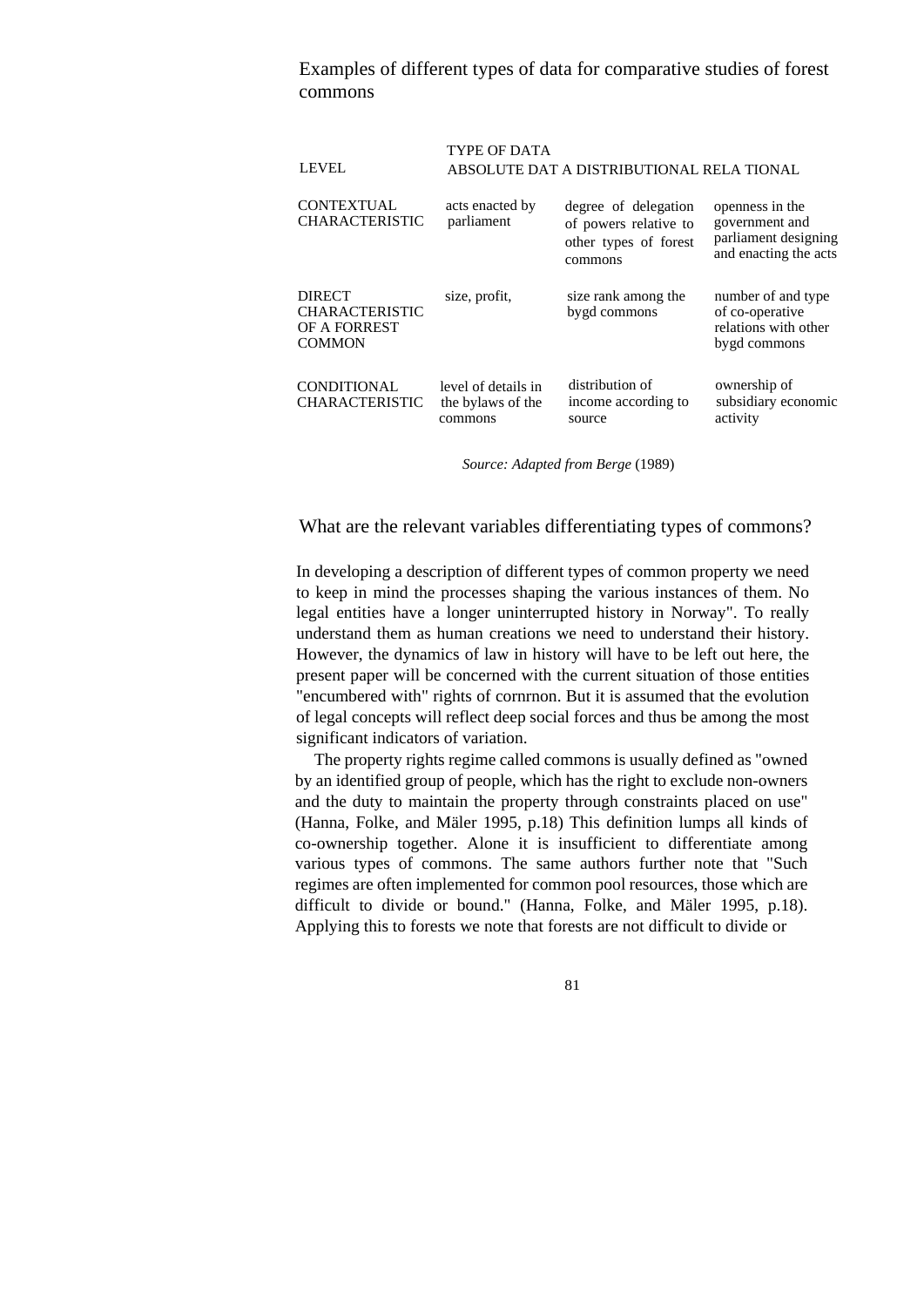## Examples of different types of data for comparative studies of forest commons

| LEVEL | TYPE OF DATA<br>ABSOLUTE DAT A | DISTRIBUTIONAL | RELA TIONAL |
|---|---|---|---|
| CONTEXTUAL CHARACTERISTIC | acts enacted by parliament | degree of delegation of powers relative to other types of forest commons | openness in the government and parliament designing and enacting the acts |
| DIRECT CHARACTERISTIC OF A FORREST COMMON | size, profit, | size rank among the bygd commons | number of and type of co-operative relations with other bygd commons |
| CONDITIONAL CHARACTERISTIC | level of details in the bylaws of the commons | distribution of income according to source | ownership of subsidiary economic activity |

*Source: Adapted from Berge* (1989)

## What are the relevant variables differentiating types of commons?

In developing a description of different types of common property we need to keep in mind the processes shaping the various instances of them. No legal entities have a longer uninterrupted history in Norway". To really understand them as human creations we need to understand their history. However, the dynamics of law in history will have to be left out here, the present paper will be concerned with the current situation of those entities "encumbered with" rights of cornrnon. But it is assumed that the evolution of legal concepts will reflect deep social forces and thus be among the most significant indicators of variation.

The property rights regime called commons is usually defined as "owned by an identified group of people, which has the right to exclude non-owners and the duty to maintain the property through constraints placed on use" (Hanna, Folke, and Mäler 1995, p.18) This definition lumps all kinds of co-ownership together. Alone it is insufficient to differentiate among various types of commons. The same authors further note that "Such regimes are often implemented for common pool resources, those which are difficult to divide or bound." (Hanna, Folke, and Mäler 1995, p.18). Applying this to forests we note that forests are not difficult to divide or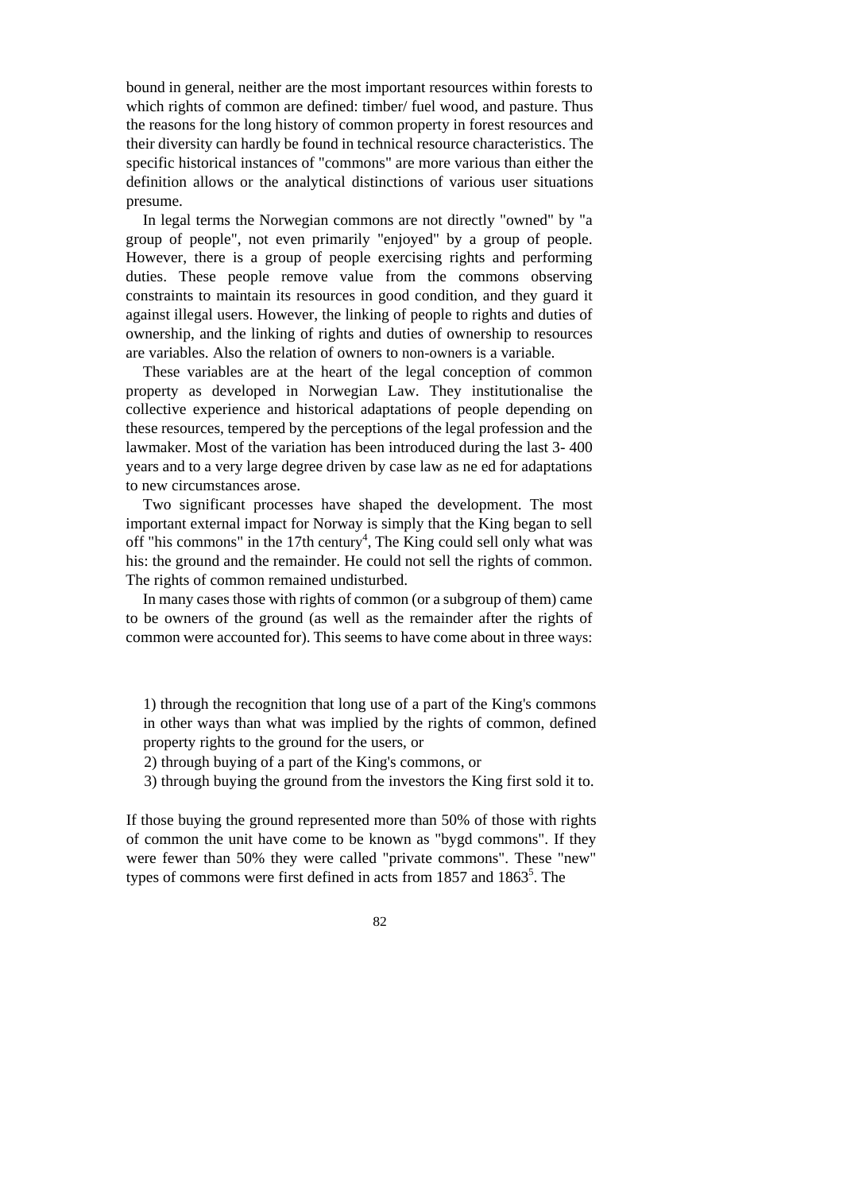bound in general, neither are the most important resources within forests to which rights of common are defined: timber/ fuel wood, and pasture. Thus the reasons for the long history of common property in forest resources and their diversity can hardly be found in technical resource characteristics. The specific historical instances of "commons" are more various than either the definition allows or the analytical distinctions of various user situations presume.

In legal terms the Norwegian commons are not directly "owned" by "a group of people", not even primarily "enjoyed" by a group of people. However, there is a group of people exercising rights and performing duties. These people remove value from the commons observing constraints to maintain its resources in good condition, and they guard it against illegal users. However, the linking of people to rights and duties of ownership, and the linking of rights and duties of ownership to resources are variables. Also the relation of owners to non-owners is a variable.

These variables are at the heart of the legal conception of common property as developed in Norwegian Law. They institutionalise the collective experience and historical adaptations of people depending on these resources, tempered by the perceptions of the legal profession and the lawmaker. Most of the variation has been introduced during the last 3- 400 years and to a very large degree driven by case law as ne ed for adaptations to new circumstances arose.

Two significant processes have shaped the development. The most important external impact for Norway is simply that the King began to sell off "his commons" in the 17th century[4], The King could sell only what was his: the ground and the remainder. He could not sell the rights of common. The rights of common remained undisturbed.

In many cases those with rights of common (or a subgroup of them) came to be owners of the ground (as well as the remainder after the rights of common were accounted for). This seems to have come about in three ways:

1) through the recognition that long use of a part of the King's commons in other ways than what was implied by the rights of common, defined property rights to the ground for the users, or
2) through buying of a part of the King's commons, or
3) through buying the ground from the investors the King first sold it to.

If those buying the ground represented more than 50% of those with rights of common the unit have come to be known as "bygd commons". If they were fewer than 50% they were called "private commons". These "new" types of commons were first defined in acts from 1857 and 1863[5]. The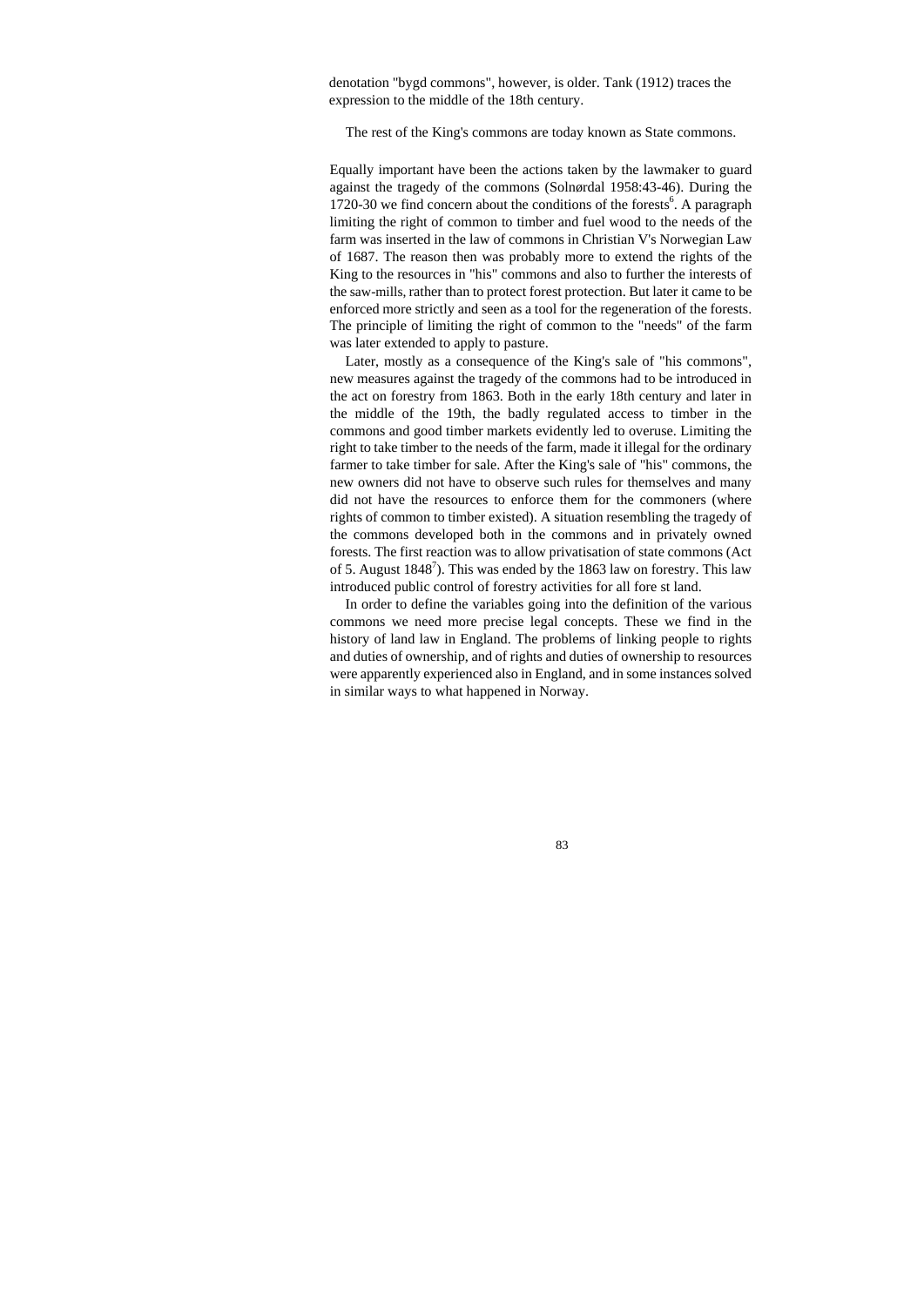denotation "bygd commons", however, is older. Tank (1912) traces the expression to the middle of the 18th century.

The rest of the King's commons are today known as State commons.

Equally important have been the actions taken by the lawmaker to guard against the tragedy of the commons (Solnørdal 1958:43-46). During the 1720-30 we find concern about the conditions of the forests[6]. A paragraph limiting the right of common to timber and fuel wood to the needs of the farm was inserted in the law of commons in Christian V's Norwegian Law of 1687. The reason then was probably more to extend the rights of the King to the resources in "his" commons and also to further the interests of the saw-mills, rather than to protect forest protection. But later it came to be enforced more strictly and seen as a tool for the regeneration of the forests. The principle of limiting the right of common to the "needs" of the farm was later extended to apply to pasture.

Later, mostly as a consequence of the King's sale of "his commons", new measures against the tragedy of the commons had to be introduced in the act on forestry from 1863. Both in the early 18th century and later in the middle of the 19th, the badly regulated access to timber in the commons and good timber markets evidently led to overuse. Limiting the right to take timber to the needs of the farm, made it illegal for the ordinary farmer to take timber for sale. After the King's sale of "his" commons, the new owners did not have to observe such rules for themselves and many did not have the resources to enforce them for the commoners (where rights of common to timber existed). A situation resembling the tragedy of the commons developed both in the commons and in privately owned forests. The first reaction was to allow privatisation of state commons (Act of 5. August 1848[7]). This was ended by the 1863 law on forestry. This law introduced public control of forestry activities for all fore st land.

In order to define the variables going into the definition of the various commons we need more precise legal concepts. These we find in the history of land law in England. The problems of linking people to rights and duties of ownership, and of rights and duties of ownership to resources were apparently experienced also in England, and in some instances solved in similar ways to what happened in Norway.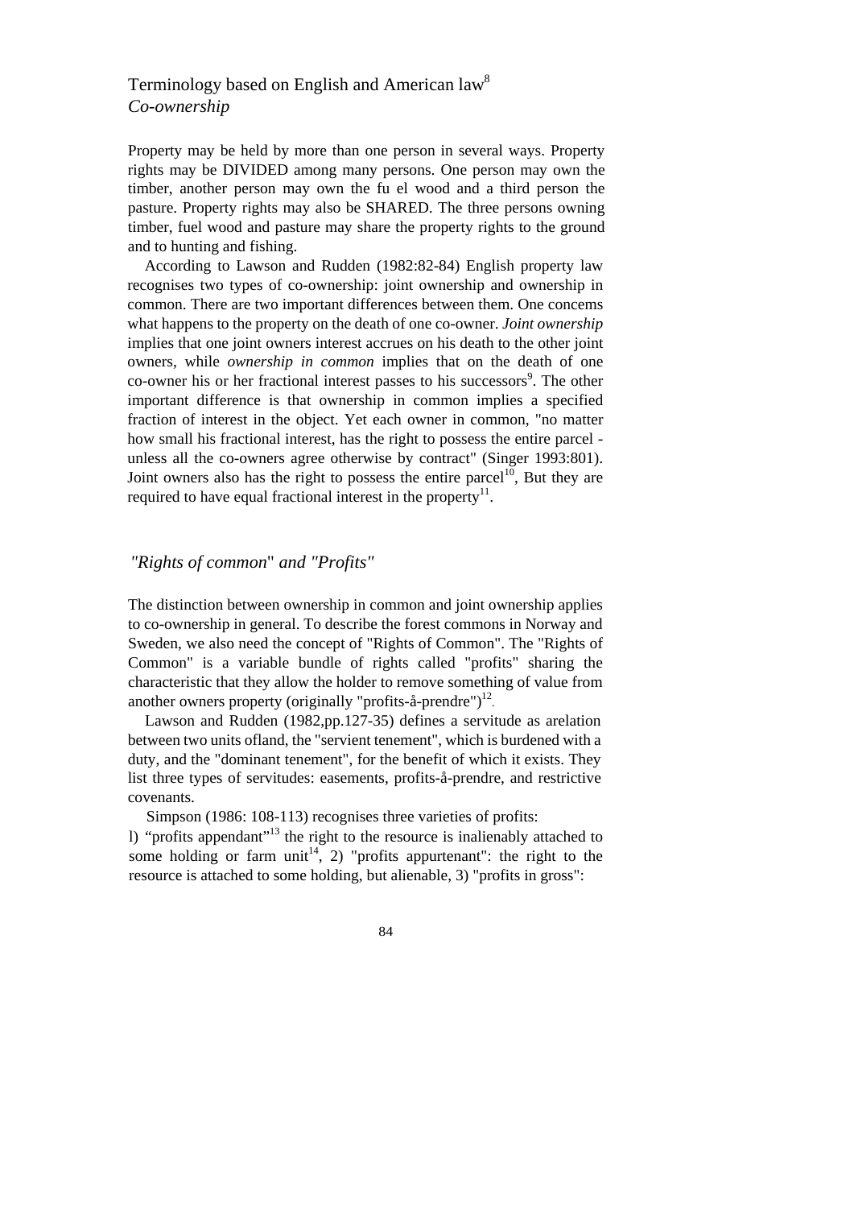## Terminology based on English and American law[8]

### *Co-ownership*

Property may be held by more than one person in several ways. Property rights may be DIVIDED among many persons. One person may own the timber, another person may own the fu el wood and a third person the pasture. Property rights may also be SHARED. The three persons owning timber, fuel wood and pasture may share the property rights to the ground and to hunting and fishing.

According to Lawson and Rudden (1982:82-84) English property law recognises two types of co-ownership: joint ownership and ownership in common. There are two important differences between them. One concems what happens to the property on the death of one co-owner. *Joint ownership* implies that one joint owners interest accrues on his death to the other joint owners, while *ownership in common* implies that on the death of one co-owner his or her fractional interest passes to his successors[9]. The other important difference is that ownership in common implies a specified fraction of interest in the object. Yet each owner in common, "no matter how small his fractional interest, has the right to possess the entire parcel - unless all the co-owners agree otherwise by contract" (Singer 1993:801). Joint owners also has the right to possess the entire parcel[10], But they are required to have equal fractional interest in the property[11].

### *"Rights of common" and "Profits"*

The distinction between ownership in common and joint ownership applies to co-ownership in general. To describe the forest commons in Norway and Sweden, we also need the concept of "Rights of Common". The "Rights of Common" is a variable bundle of rights called "profits" sharing the characteristic that they allow the holder to remove something of value from another owners property (originally "profits-å-prendre")[12].

Lawson and Rudden (1982,pp.127-35) defines a servitude as arelation between two units ofland, the "servient tenement", which is burdened with a duty, and the "dominant tenement", for the benefit of which it exists. They list three types of servitudes: easements, profits-å-prendre, and restrictive covenants.

Simpson (1986: 108-113) recognises three varieties of profits:
l) "profits appendant"[13] the right to the resource is inalienably attached to some holding or farm unit[14], 2) "profits appurtenant": the right to the resource is attached to some holding, but alienable, 3) "profits in gross":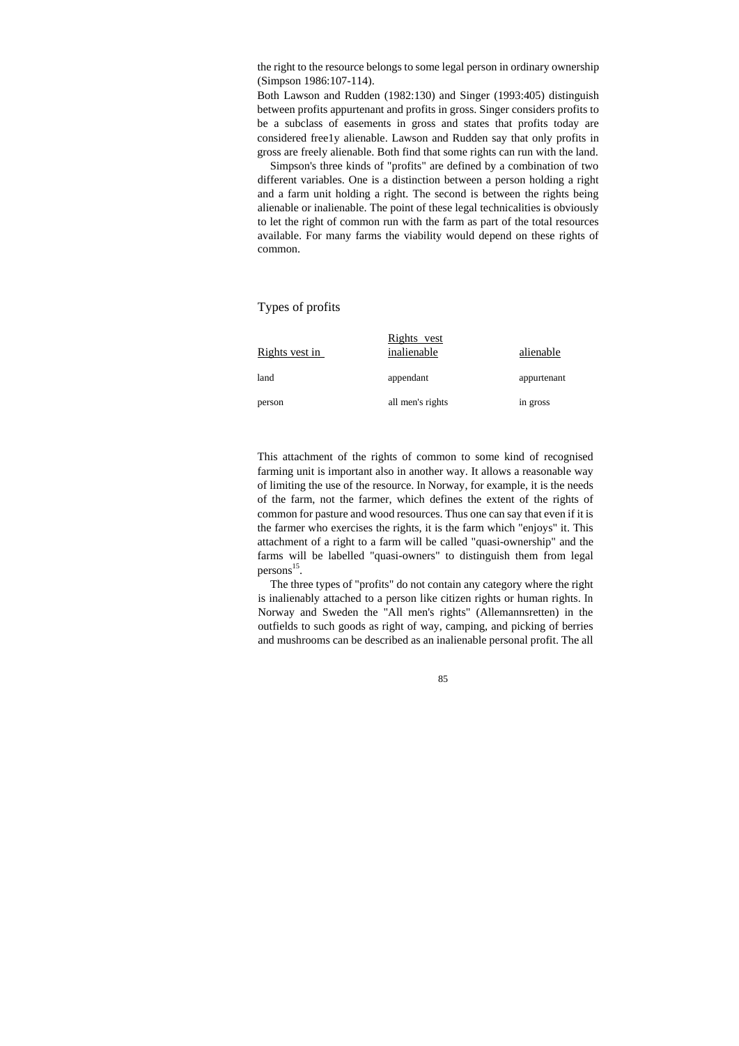the right to the resource belongs to some legal person in ordinary ownership (Simpson 1986:107-114).

Both Lawson and Rudden (1982:130) and Singer (1993:405) distinguish between profits appurtenant and profits in gross. Singer considers profits to be a subclass of easements in gross and states that profits today are considered free1y alienable. Lawson and Rudden say that only profits in gross are freely alienable. Both find that some rights can run with the land.

Simpson's three kinds of "profits" are defined by a combination of two different variables. One is a distinction between a person holding a right and a farm unit holding a right. The second is between the rights being alienable or inalienable. The point of these legal technicalities is obviously to let the right of common run with the farm as part of the total resources available. For many farms the viability would depend on these rights of common.

## Types of profits

| Rights vest in | Rights vest inalienable | alienable |
|---|---|---|
| land | appendant | appurtenant |
| person | all men's rights | in gross |

This attachment of the rights of common to some kind of recognised farming unit is important also in another way. It allows a reasonable way of limiting the use of the resource. In Norway, for example, it is the needs of the farm, not the farmer, which defines the extent of the rights of common for pasture and wood resources. Thus one can say that even if it is the farmer who exercises the rights, it is the farm which "enjoys" it. This attachment of a right to a farm will be called "quasi-ownership" and the farms will be labelled "quasi-owners" to distinguish them from legal persons[15].

The three types of "profits" do not contain any category where the right is inalienably attached to a person like citizen rights or human rights. In Norway and Sweden the "All men's rights" (Allemannsretten) in the outfields to such goods as right of way, camping, and picking of berries and mushrooms can be described as an inalienable personal profit. The all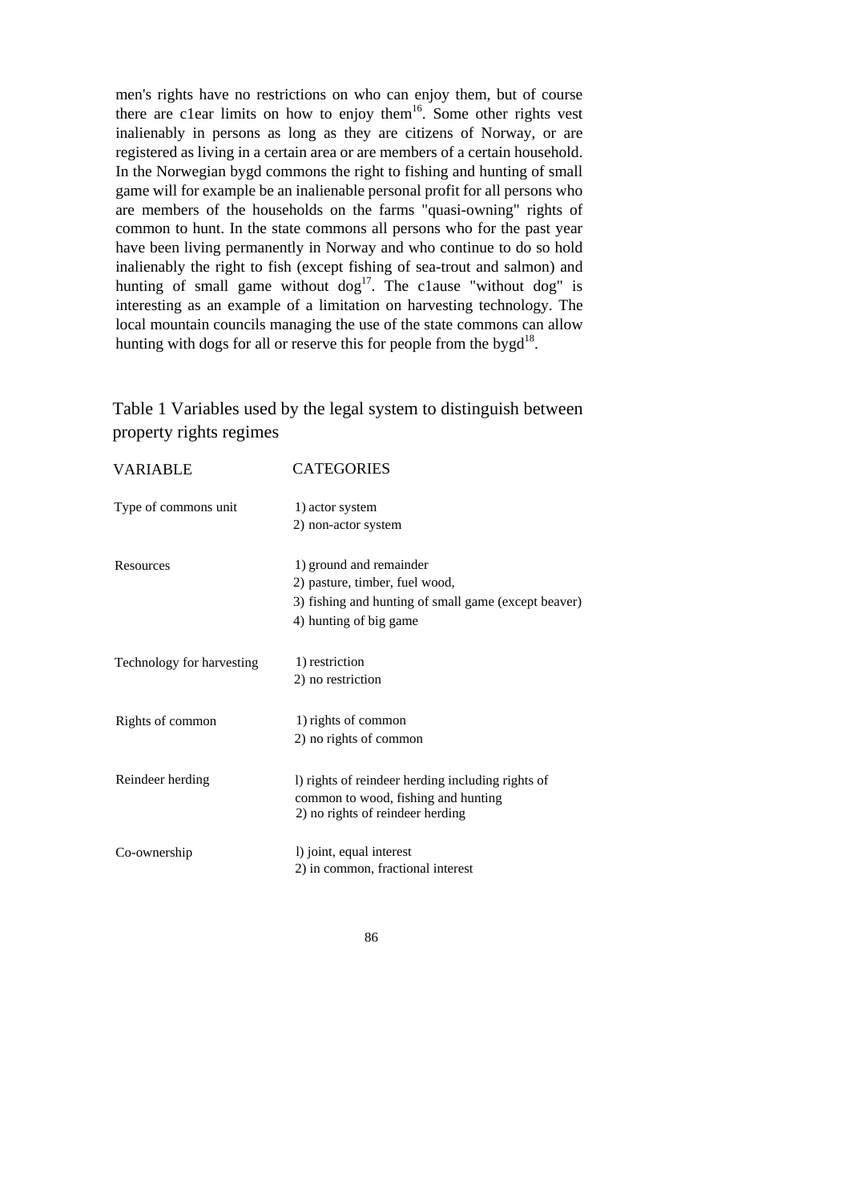men's rights have no restrictions on who can enjoy them, but of course there are c1ear limits on how to enjoy them[16]. Some other rights vest inalienably in persons as long as they are citizens of Norway, or are registered as living in a certain area or are members of a certain household. In the Norwegian bygd commons the right to fishing and hunting of small game will for example be an inalienable personal profit for all persons who are members of the households on the farms "quasi-owning" rights of common to hunt. In the state commons all persons who for the past year have been living permanently in Norway and who continue to do so hold inalienably the right to fish (except fishing of sea-trout and salmon) and hunting of small game without dog[17]. The c1ause "without dog" is interesting as an example of a limitation on harvesting technology. The local mountain councils managing the use of the state commons can allow hunting with dogs for all or reserve this for people from the bygd[18].

## Table 1 Variables used by the legal system to distinguish between property rights regimes

| VARIABLE | CATEGORIES |
|---|---|
| Type of commons unit | 1) actor system<br>2) non-actor system |
| Resources | 1) ground and remainder<br>2) pasture, timber, fuel wood,<br>3) fishing and hunting of small game (except beaver)<br>4) hunting of big game |
| Technology for harvesting | 1) restriction<br>2) no restriction |
| Rights of common | 1) rights of common<br>2) no rights of common |
| Reindeer herding | l) rights of reindeer herding including rights of common to wood, fishing and hunting<br>2) no rights of reindeer herding |
| Co-ownership | l) joint, equal interest<br>2) in common, fractional interest |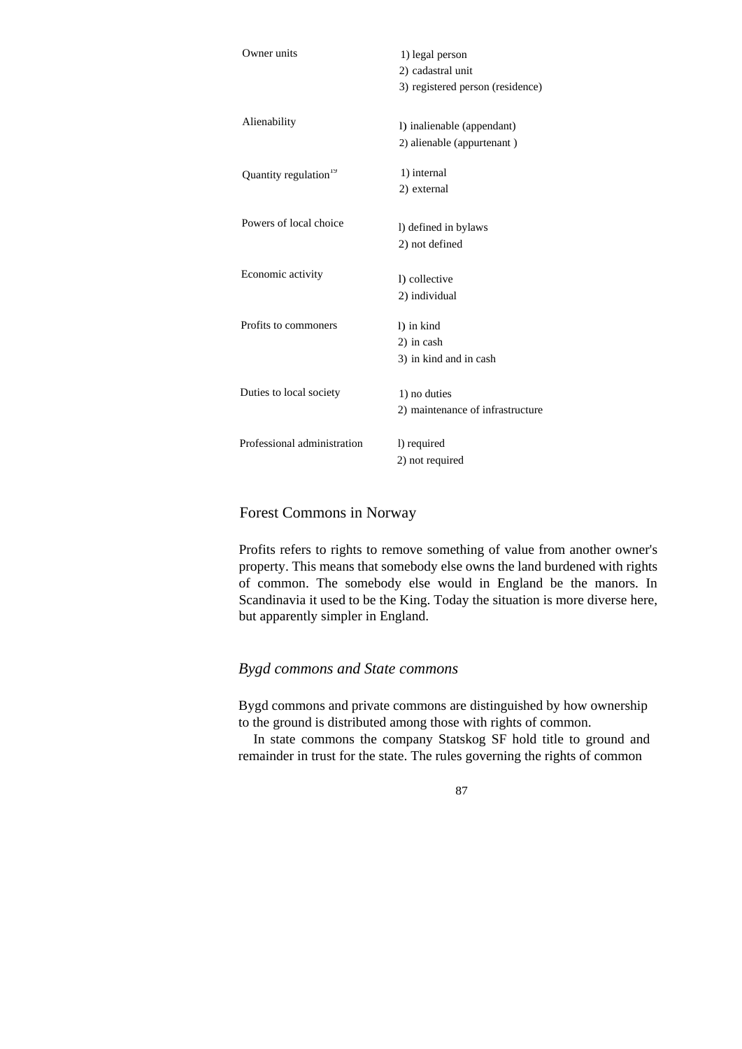| | |
|---|---|
| Owner units | 1) legal person<br>2) cadastral unit<br>3) registered person (residence) |
| Alienability | 1) inalienable (appendant)<br>2) alienable (appurtenant ) |
| Quantity regulation[19] | 1) internal<br>2) external |
| Powers of local choice | 1) defined in bylaws<br>2) not defined |
| Economic activity | 1) collective<br>2) individual |
| Profits to commoners | 1) in kind<br>2) in cash<br>3) in kind and in cash |
| Duties to local society | 1) no duties<br>2) maintenance of infrastructure |
| Professional administration | 1) required<br>2) not required |

## Forest Commons in Norway

Profits refers to rights to remove something of value from another owner's property. This means that somebody else owns the land burdened with rights of common. The somebody else would in England be the manors. In Scandinavia it used to be the King. Today the situation is more diverse here, but apparently simpler in England.

### *Bygd commons and State commons*

Bygd commons and private commons are distinguished by how ownership to the ground is distributed among those with rights of common.

In state commons the company Statskog SF hold title to ground and remainder in trust for the state. The rules governing the rights of common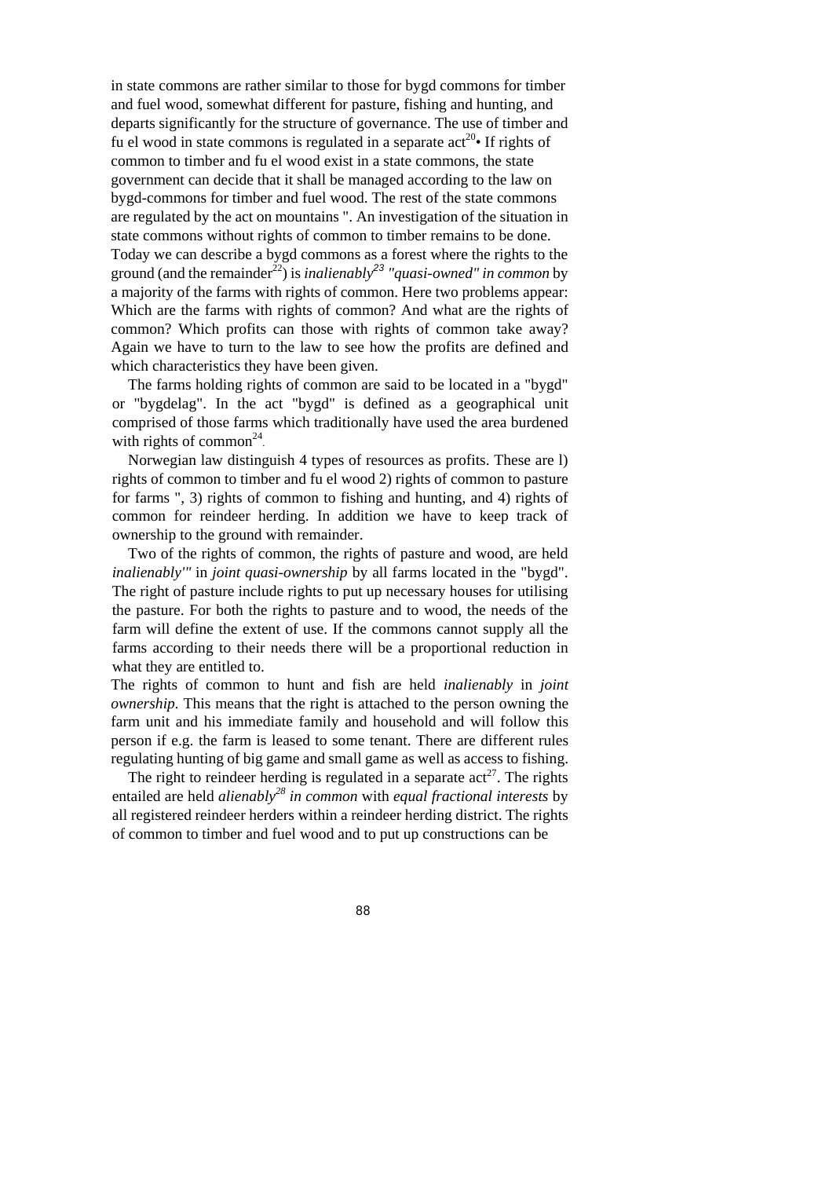in state commons are rather similar to those for bygd commons for timber and fuel wood, somewhat different for pasture, fishing and hunting, and departs significantly for the structure of governance. The use of timber and fu el wood in state commons is regulated in a separate act[20]• If rights of common to timber and fu el wood exist in a state commons, the state government can decide that it shall be managed according to the law on bygd-commons for timber and fuel wood. The rest of the state commons are regulated by the act on mountains ". An investigation of the situation in state commons without rights of common to timber remains to be done.

Today we can describe a bygd commons as a forest where the rights to the ground (and the remainder[22]) is *inalienably[23] "quasi-owned" in common* by a majority of the farms with rights of common. Here two problems appear: Which are the farms with rights of common? And what are the rights of common? Which profits can those with rights of common take away? Again we have to turn to the law to see how the profits are defined and which characteristics they have been given.

The farms holding rights of common are said to be located in a "bygd" or "bygdelag". In the act "bygd" is defined as a geographical unit comprised of those farms which traditionally have used the area burdened with rights of common[24].

Norwegian law distinguish 4 types of resources as profits. These are l) rights of common to timber and fu el wood 2) rights of common to pasture for farms ", 3) rights of common to fishing and hunting, and 4) rights of common for reindeer herding. In addition we have to keep track of ownership to the ground with remainder.

Two of the rights of common, the rights of pasture and wood, are held *inalienably'"* in *joint quasi-ownership* by all farms located in the "bygd". The right of pasture include rights to put up necessary houses for utilising the pasture. For both the rights to pasture and to wood, the needs of the farm will define the extent of use. If the commons cannot supply all the farms according to their needs there will be a proportional reduction in what they are entitled to.

The rights of common to hunt and fish are held *inalienably* in *joint ownership.* This means that the right is attached to the person owning the farm unit and his immediate family and household and will follow this person if e.g. the farm is leased to some tenant. There are different rules regulating hunting of big game and small game as well as access to fishing.

The right to reindeer herding is regulated in a separate act[27]. The rights entailed are held *alienably[28] in common* with *equal fractional interests* by all registered reindeer herders within a reindeer herding district. The rights of common to timber and fuel wood and to put up constructions can be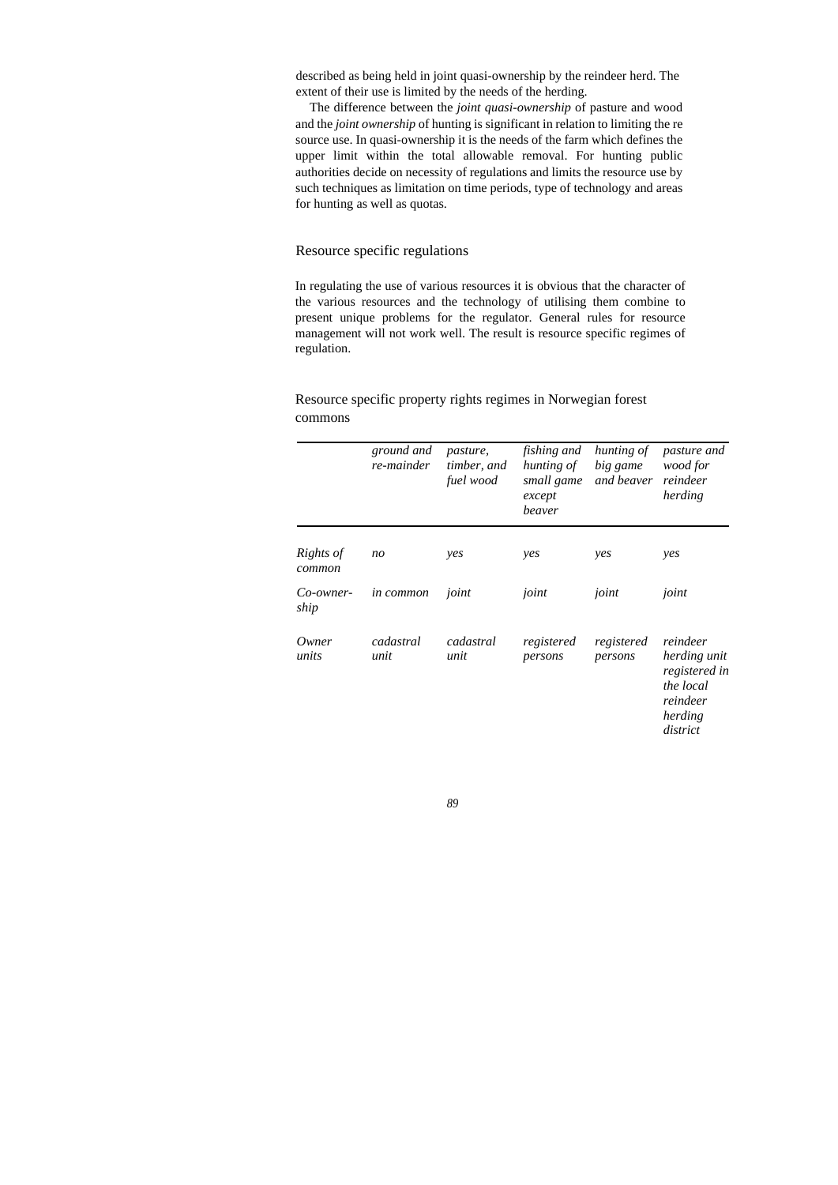described as being held in joint quasi-ownership by the reindeer herd. The extent of their use is limited by the needs of the herding.

The difference between the *joint quasi-ownership* of pasture and wood and the *joint ownership* of hunting is significant in relation to limiting the re source use. In quasi-ownership it is the needs of the farm which defines the upper limit within the total allowable removal. For hunting public authorities decide on necessity of regulations and limits the resource use by such techniques as limitation on time periods, type of technology and areas for hunting as well as quotas.

## Resource specific regulations

In regulating the use of various resources it is obvious that the character of the various resources and the technology of utilising them combine to present unique problems for the regulator. General rules for resource management will not work well. The result is resource specific regimes of regulation.

Resource specific property rights regimes in Norwegian forest commons

| | *ground and re-mainder* | *pasture, timber, and fuel wood* | *fishing and hunting of small game except beaver* | *hunting of big game and beaver* | *pasture and wood for reindeer herding* |
|---|---|---|---|---|---|
| *Rights of common* | *no* | *yes* | *yes* | *yes* | *yes* |
| *Co-owner-ship* | *in common* | *joint* | *joint* | *joint* | *joint* |
| *Owner units* | *cadastral unit* | *cadastral unit* | *registered persons* | *registered persons* | *reindeer herding unit registered in the local reindeer herding district* |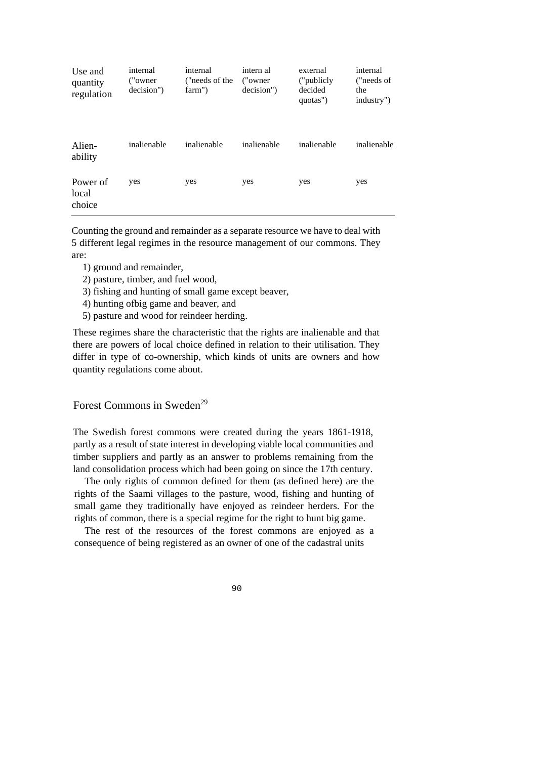| | | | | | |
|---|---|---|---|---|---|
| Use and quantity regulation | internal ("owner decision") | internal ("needs of the farm") | intern al ("owner decision") | external ("publicly decided quotas") | internal ("needs of the industry") |
| Alien-ability | inalienable | inalienable | inalienable | inalienable | inalienable |
| Power of local choice | yes | yes | yes | yes | yes |

Counting the ground and remainder as a separate resource we have to deal with 5 different legal regimes in the resource management of our commons. They are:

1) ground and remainder,
2) pasture, timber, and fuel wood,
3) fishing and hunting of small game except beaver,
4) hunting ofbig game and beaver, and
5) pasture and wood for reindeer herding.

These regimes share the characteristic that the rights are inalienable and that there are powers of local choice defined in relation to their utilisation. They differ in type of co-ownership, which kinds of units are owners and how quantity regulations come about.

## Forest Commons in Sweden[29]

The Swedish forest commons were created during the years 1861-1918, partly as a result of state interest in developing viable local communities and timber suppliers and partly as an answer to problems remaining from the land consolidation process which had been going on since the 17th century.

The only rights of common defined for them (as defined here) are the rights of the Saami villages to the pasture, wood, fishing and hunting of small game they traditionally have enjoyed as reindeer herders. For the rights of common, there is a special regime for the right to hunt big game.

The rest of the resources of the forest commons are enjoyed as a consequence of being registered as an owner of one of the cadastral units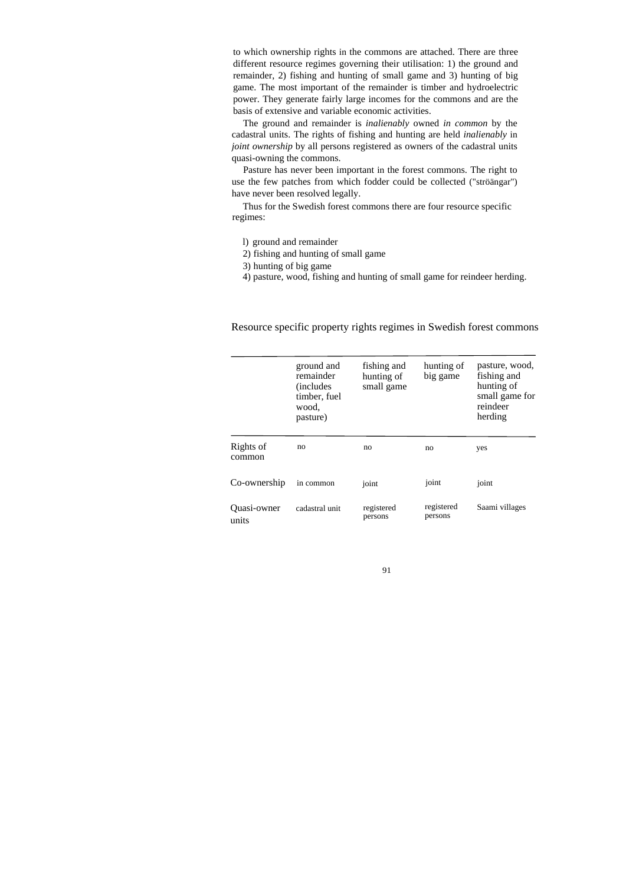to which ownership rights in the commons are attached. There are three different resource regimes governing their utilisation: 1) the ground and remainder, 2) fishing and hunting of small game and 3) hunting of big game. The most important of the remainder is timber and hydroelectric power. They generate fairly large incomes for the commons and are the basis of extensive and variable economic activities.

The ground and remainder is *inalienably* owned *in common* by the cadastral units. The rights of fishing and hunting are held *inalienably* in *joint ownership* by all persons registered as owners of the cadastral units quasi-owning the commons.

Pasture has never been important in the forest commons. The right to use the few patches from which fodder could be collected ("ströängar") have never been resolved legally.

Thus for the Swedish forest commons there are four resource specific regimes:

1) ground and remainder
2) fishing and hunting of small game
3) hunting of big game
4) pasture, wood, fishing and hunting of small game for reindeer herding.

Resource specific property rights regimes in Swedish forest commons

| | ground and remainder (includes timber, fuel wood, pasture) | fishing and hunting of small game | hunting of big game | pasture, wood, fishing and hunting of small game for reindeer herding |
|---|---|---|---|---|
| Rights of common | no | no | no | yes |
| Co-ownership | in common | joint | joint | joint |
| Quasi-owner units | cadastral unit | registered persons | registered persons | Saami villages |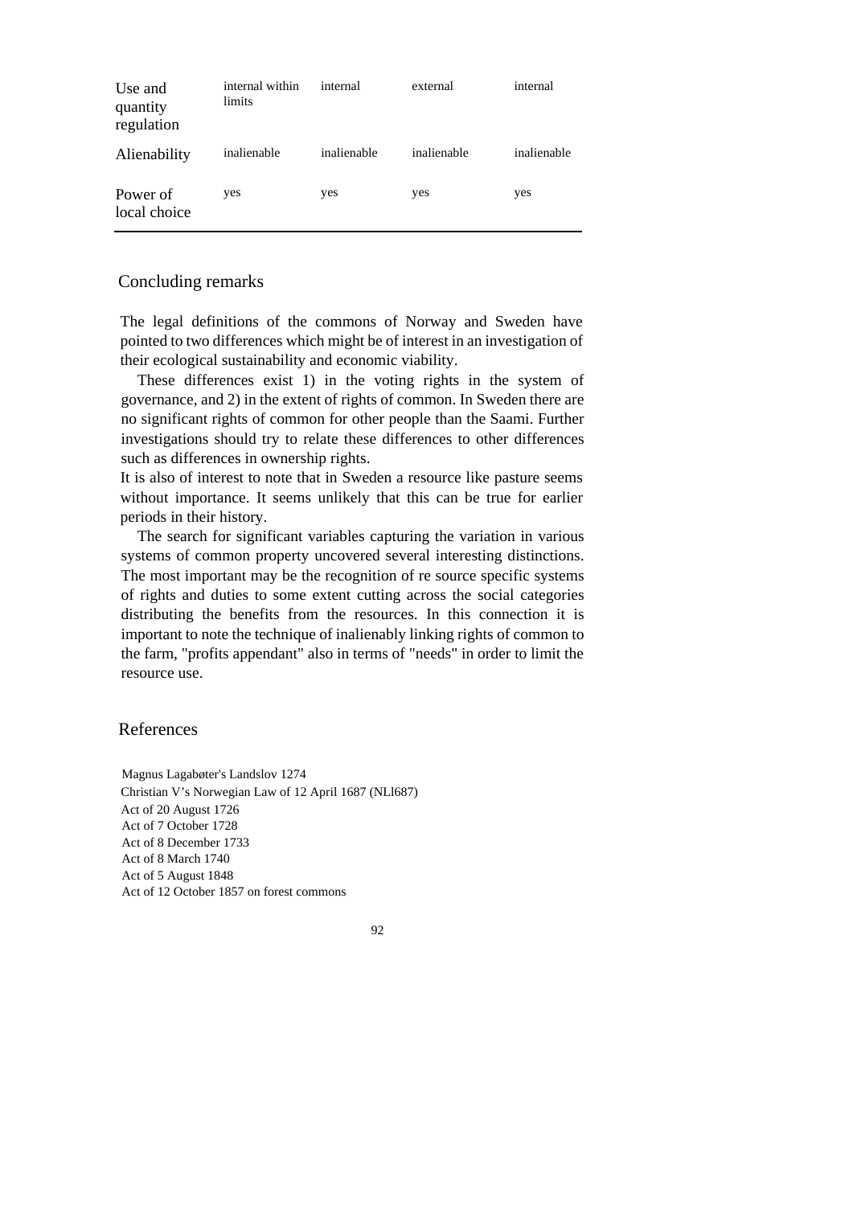| | | | | |
|---|---|---|---|---|
| Use and quantity regulation | internal within limits | internal | external | internal |
| Alienability | inalienable | inalienable | inalienable | inalienable |
| Power of local choice | yes | yes | yes | yes |

## Concluding remarks

The legal definitions of the commons of Norway and Sweden have pointed to two differences which might be of interest in an investigation of their ecological sustainability and economic viability.

These differences exist 1) in the voting rights in the system of governance, and 2) in the extent of rights of common. In Sweden there are no significant rights of common for other people than the Saami. Further investigations should try to relate these differences to other differences such as differences in ownership rights.

It is also of interest to note that in Sweden a resource like pasture seems without importance. It seems unlikely that this can be true for earlier periods in their history.

The search for significant variables capturing the variation in various systems of common property uncovered several interesting distinctions. The most important may be the recognition of re source specific systems of rights and duties to some extent cutting across the social categories distributing the benefits from the resources. In this connection it is important to note the technique of inalienably linking rights of common to the farm, "profits appendant" also in terms of "needs" in order to limit the resource use.

## References

Magnus Lagabøter's Landslov 1274
Christian V's Norwegian Law of 12 April 1687 (NLl687)
Act of 20 August 1726
Act of 7 October 1728
Act of 8 December 1733
Act of 8 March 1740
Act of 5 August 1848
Act of 12 October 1857 on forest commons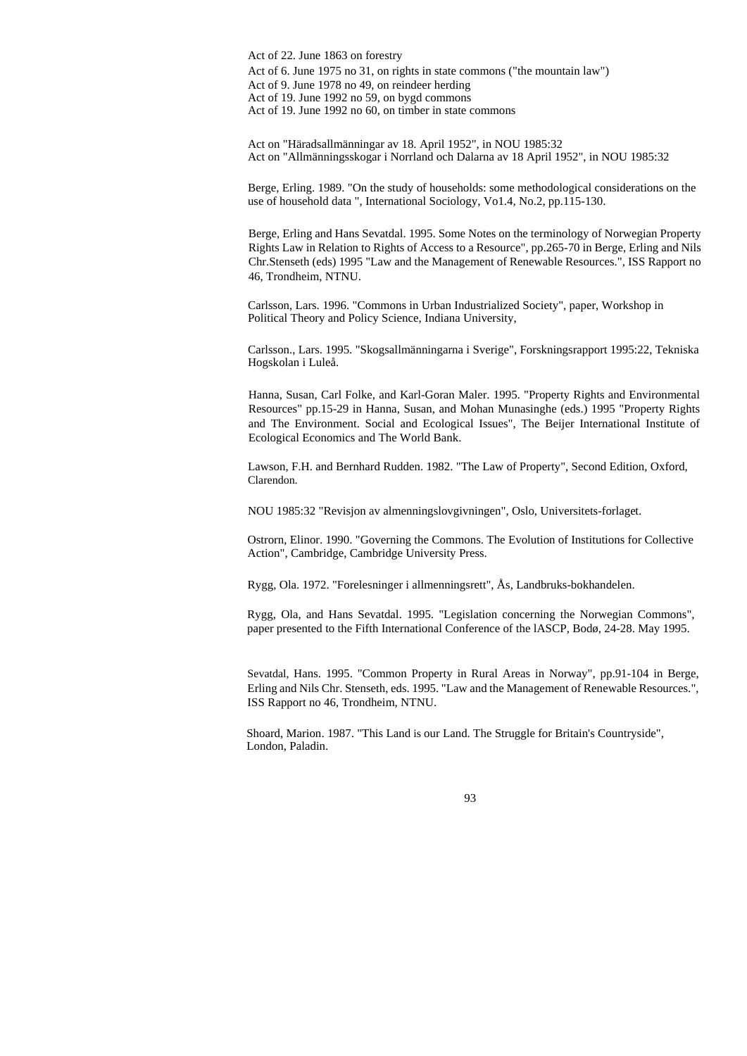Act of 22. June 1863 on forestry
Act of 6. June 1975 no 31, on rights in state commons ("the mountain law")
Act of 9. June 1978 no 49, on reindeer herding
Act of 19. June 1992 no 59, on bygd commons
Act of 19. June 1992 no 60, on timber in state commons

Act on "Häradsallmänningar av 18. April 1952", in NOU 1985:32
Act on "Allmänningsskogar i Norrland och Dalarna av 18 April 1952", in NOU 1985:32

Berge, Erling. 1989. "On the study of households: some methodological considerations on the use of household data ", International Sociology, Vo1.4, No.2, pp.115-130.

Berge, Erling and Hans Sevatdal. 1995. Some Notes on the terminology of Norwegian Property Rights Law in Relation to Rights of Access to a Resource", pp.265-70 in Berge, Erling and Nils Chr.Stenseth (eds) 1995 "Law and the Management of Renewable Resources.", ISS Rapport no 46, Trondheim, NTNU.

Carlsson, Lars. 1996. "Commons in Urban Industrialized Society", paper, Workshop in Political Theory and Policy Science, Indiana University,

Carlsson., Lars. 1995. "Skogsallmänningarna i Sverige", Forskningsrapport 1995:22, Tekniska Hogskolan i Luleå.

Hanna, Susan, Carl Folke, and Karl-Goran Maler. 1995. "Property Rights and Environmental Resources" pp.15-29 in Hanna, Susan, and Mohan Munasinghe (eds.) 1995 "Property Rights and The Environment. Social and Ecological Issues", The Beijer International Institute of Ecological Economics and The World Bank.

Lawson, F.H. and Bernhard Rudden. 1982. "The Law of Property", Second Edition, Oxford, Clarendon.

NOU 1985:32 "Revisjon av almenningslovgivningen", Oslo, Universitets-forlaget.

Ostrorn, Elinor. 1990. "Governing the Commons. The Evolution of Institutions for Collective Action", Cambridge, Cambridge University Press.

Rygg, Ola. 1972. "Forelesninger i allmenningsrett", Ås, Landbruks-bokhandelen.

Rygg, Ola, and Hans Sevatdal. 1995. "Legislation concerning the Norwegian Commons", paper presented to the Fifth International Conference of the lASCP, Bodø, 24-28. May 1995.

Sevatdal, Hans. 1995. "Common Property in Rural Areas in Norway", pp.91-104 in Berge, Erling and Nils Chr. Stenseth, eds. 1995. "Law and the Management of Renewable Resources.", ISS Rapport no 46, Trondheim, NTNU.

Shoard, Marion. 1987. "This Land is our Land. The Struggle for Britain's Countryside", London, Paladin.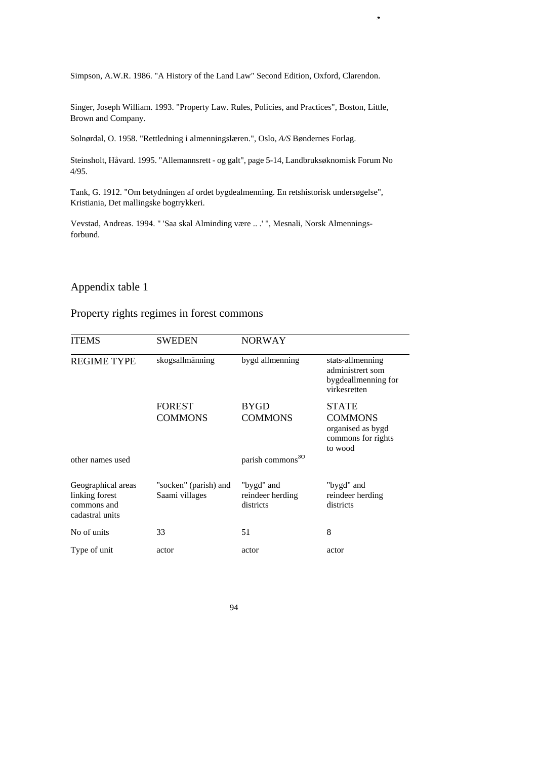Simpson, A.W.R. 1986. "A History of the Land Law" Second Edition, Oxford, Clarendon.

Singer, Joseph William. 1993. "Property Law. Rules, Policies, and Practices", Boston, Little, Brown and Company.

Solnørdal, O. 1958. "Rettledning i almenningslæren.", Oslo, *A/S* Bøndernes Forlag.

Steinsholt, Håvard. 1995. "Allemannsrett - og galt", page 5-14, Landbruksøknomisk Forum No 4/95.

Tank, G. 1912. "Om betydningen af ordet bygdealmenning. En retshistorisk undersøgelse", Kristiania, Det mallingske bogtrykkeri.

Vevstad, Andreas. 1994. " 'Saa skal Alminding være .. .' ", Mesnali, Norsk Almennings-forbund.

## Appendix table 1

## Property rights regimes in forest commons

| ITEMS | SWEDEN | NORWAY | |
|---|---|---|---|
| REGIME TYPE | skogsallmänning | bygd allmenning | stats-allmenning administrert som bygdeallmenning for virkesretten |
| | FOREST COMMONS | BYGD COMMONS | STATE COMMONS organised as bygd commons for rights to wood |
| other names used | | parish commons[30] | |
| Geographical areas linking forest commons and cadastral units | "socken" (parish) and Saami villages | "bygd" and reindeer herding districts | "bygd" and reindeer herding districts |
| No of units | 33 | 51 | 8 |
| Type of unit | actor | actor | actor |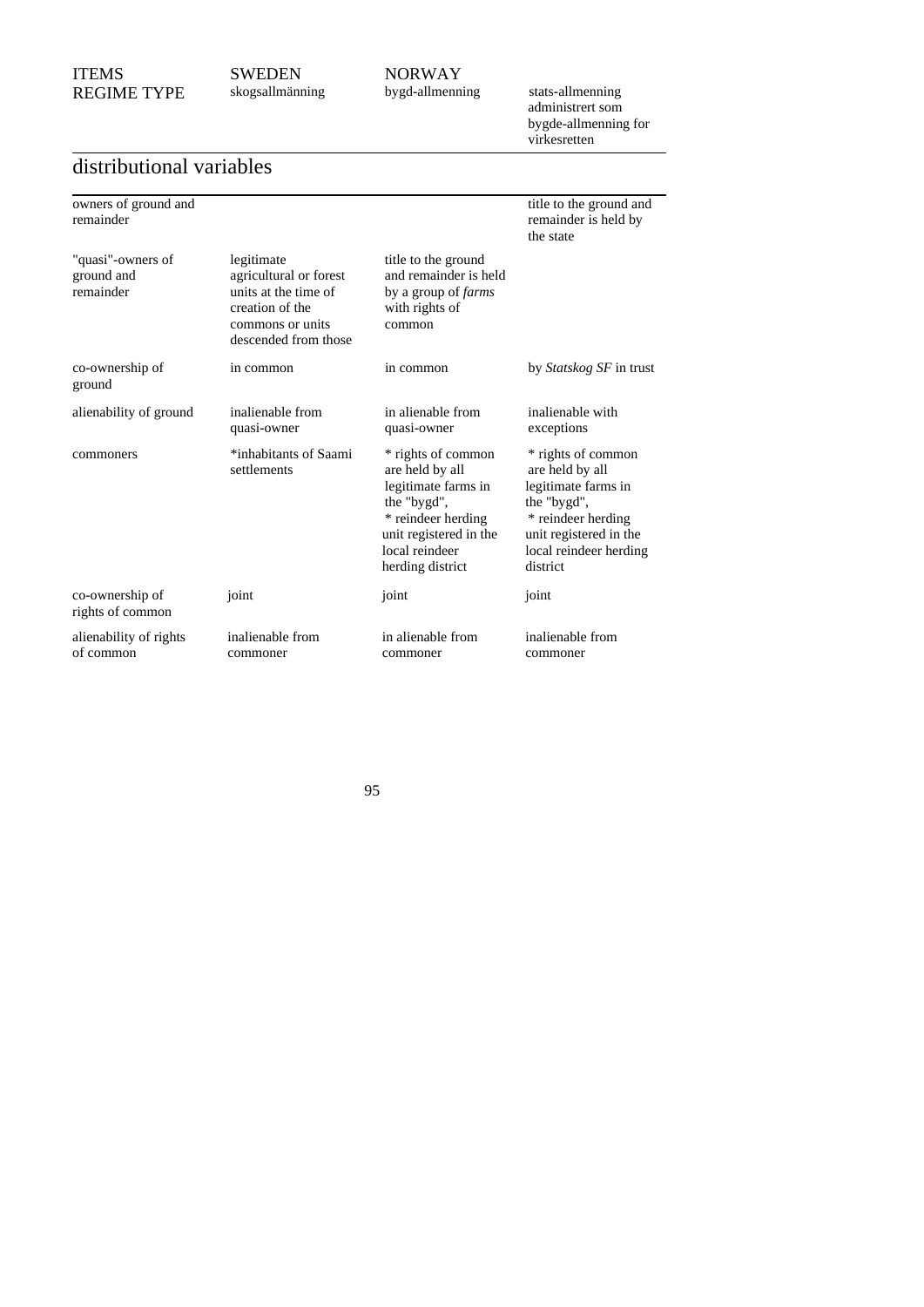| ITEMS<br>REGIME TYPE | SWEDEN<br>skogsallmänning | NORWAY<br>bygd-allmenning | stats-allmenning administrert som bygde-allmenning for virkesretten |
|---|---|---|---|

## distributional variables

| | | | |
|---|---|---|---|
| owners of ground and remainder | | | title to the ground and remainder is held by the state |
| "quasi"-owners of ground and remainder | legitimate agricultural or forest units at the time of creation of the commons or units descended from those | title to the ground and remainder is held by a group of *farms* with rights of common | |
| co-ownership of ground | in common | in common | by *Statskog SF* in trust |
| alienability of ground | inalienable from quasi-owner | in alienable from quasi-owner | inalienable with exceptions |
| commoners | *inhabitants of Saami settlements | * rights of common are held by all legitimate farms in the "bygd", * reindeer herding unit registered in the local reindeer herding district | * rights of common are held by all legitimate farms in the "bygd", * reindeer herding unit registered in the local reindeer herding district |
| co-ownership of rights of common | joint | joint | joint |
| alienability of rights of common | inalienable from commoner | in alienable from commoner | inalienable from commoner |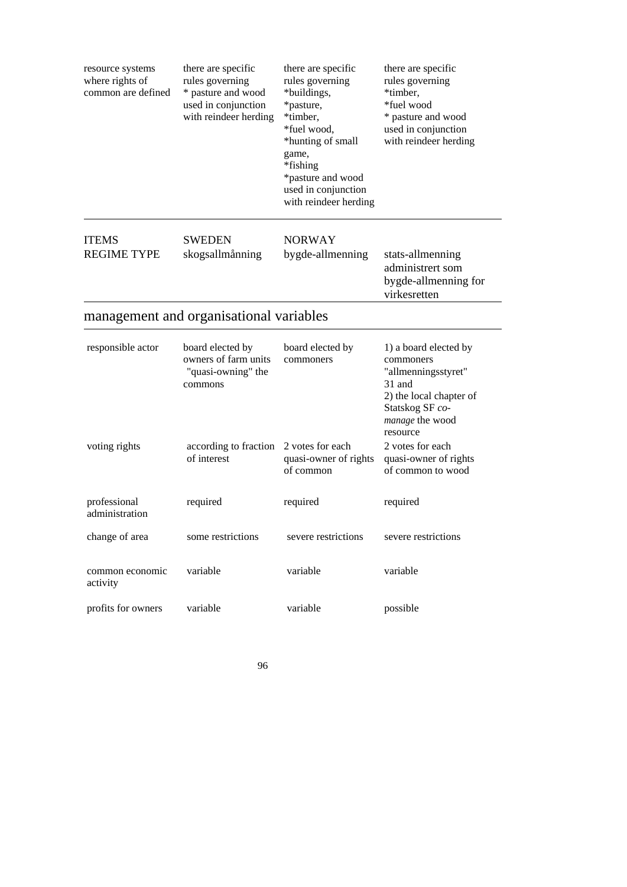| resource systems where rights of common are defined | there are specific rules governing * pasture and wood used in conjunction with reindeer herding | there are specific rules governing *buildings, *pasture, *timber, *fuel wood, *hunting of small game, *fishing *pasture and wood used in conjunction with reindeer herding | there are specific rules governing *timber, *fuel wood * pasture and wood used in conjunction with reindeer herding |
|---|---|---|---|

| ITEMS | SWEDEN | NORWAY | |
|---|---|---|---|
| REGIME TYPE | skogsallmånning | bygde-allmenning | stats-allmenning administrert som bygde-allmenning for virkesretten |

## management and organisational variables

| | | | |
|---|---|---|---|
| responsible actor | board elected by owners of farm units "quasi-owning" the commons | board elected by commoners | 1) a board elected by commoners "allmenningsstyret" 31 and 2) the local chapter of Statskog SF *co-manage* the wood resource |
| voting rights | according to fraction of interest | 2 votes for each quasi-owner of rights of common | 2 votes for each quasi-owner of rights of common to wood |
| professional administration | required | required | required |
| change of area | some restrictions | severe restrictions | severe restrictions |
| common economic activity | variable | variable | variable |
| profits for owners | variable | variable | possible |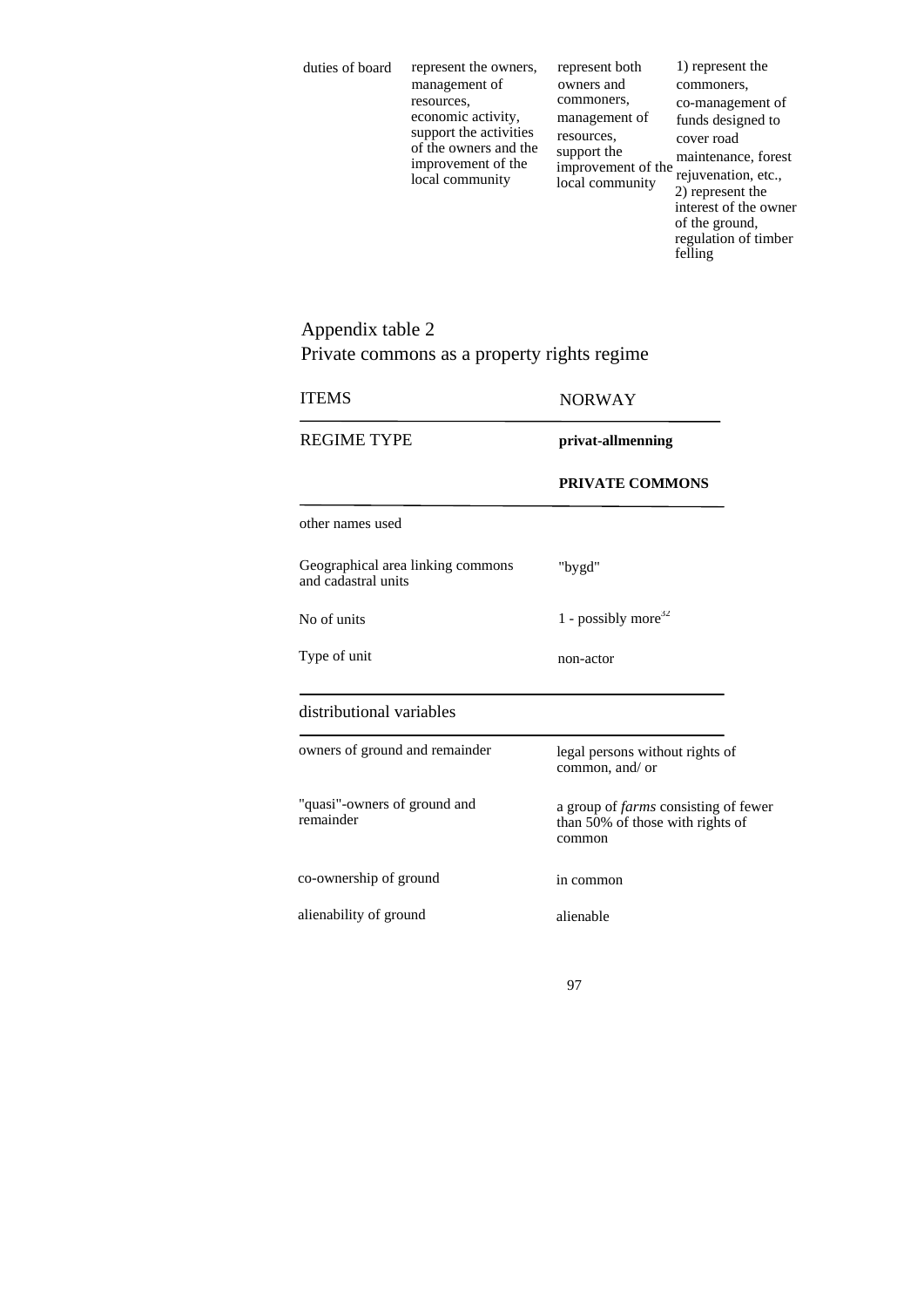| duties of board | represent the owners, management of resources, economic activity, support the activities of the owners and the improvement of the local community | represent both owners and commoners, management of resources, support the improvement of the local community | 1) represent the commoners, co-management of funds designed to cover road maintenance, forest rejuvenation, etc., 2) represent the interest of the owner of the ground, regulation of timber felling |
|---|---|---|---|

## Appendix table 2
## Private commons as a property rights regime

| ITEMS | NORWAY |
|---|---|
| REGIME TYPE | **privat-allmenning** |
| | **PRIVATE COMMONS** |
| other names used | |
| Geographical area linking commons and cadastral units | "bygd" |
| No of units | 1 - possibly more[32] |
| Type of unit | non-actor |
| distributional variables | |
| owners of ground and remainder | legal persons without rights of common, and/ or |
| "quasi"-owners of ground and remainder | a group of *farms* consisting of fewer than 50% of those with rights of common |
| co-ownership of ground | in common |
| alienability of ground | alienable |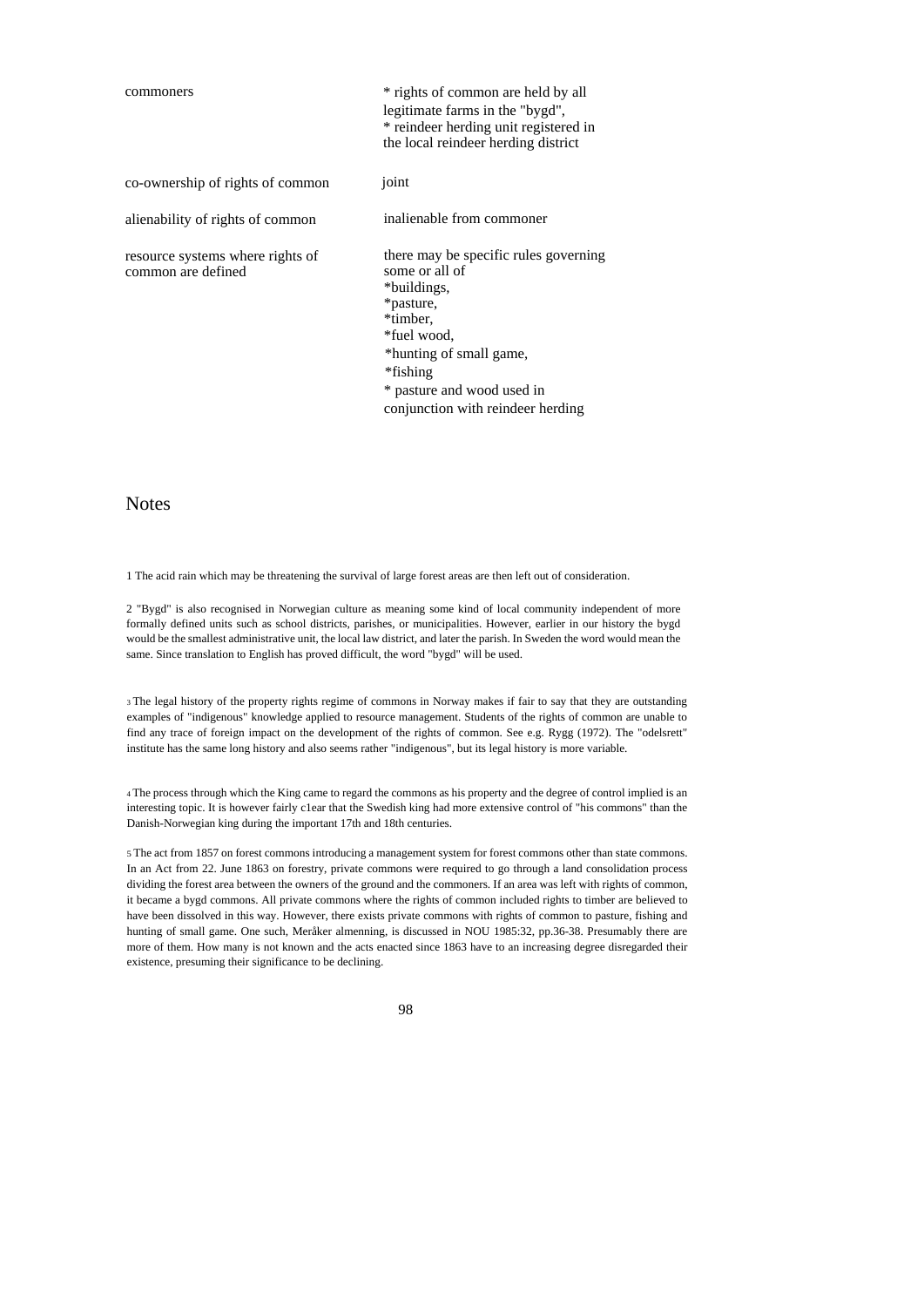| | |
|---|---|
| commoners | * rights of common are held by all legitimate farms in the "bygd",<br>* reindeer herding unit registered in the local reindeer herding district |
| co-ownership of rights of common | joint |
| alienability of rights of common | inalienable from commoner |
| resource systems where rights of common are defined | there may be specific rules governing some or all of<br>*buildings,<br>*pasture,<br>*timber,<br>*fuel wood,<br>*hunting of small game,<br>*fishing<br>* pasture and wood used in conjunction with reindeer herding |

## Notes

1 The acid rain which may be threatening the survival of large forest areas are then left out of consideration.

2 "Bygd" is also recognised in Norwegian culture as meaning some kind of local community independent of more formally defined units such as school districts, parishes, or municipalities. However, earlier in our history the bygd would be the smallest administrative unit, the local law district, and later the parish. In Sweden the word would mean the same. Since translation to English has proved difficult, the word "bygd" will be used.

3 The legal history of the property rights regime of commons in Norway makes if fair to say that they are outstanding examples of "indigenous" knowledge applied to resource management. Students of the rights of common are unable to find any trace of foreign impact on the development of the rights of common. See e.g. Rygg (1972). The "odelsrett" institute has the same long history and also seems rather "indigenous", but its legal history is more variable.

4 The process through which the King came to regard the commons as his property and the degree of control implied is an interesting topic. It is however fairly c1ear that the Swedish king had more extensive control of "his commons" than the Danish-Norwegian king during the important 17th and 18th centuries.

5 The act from 1857 on forest commons introducing a management system for forest commons other than state commons. In an Act from 22. June 1863 on forestry, private commons were required to go through a land consolidation process dividing the forest area between the owners of the ground and the commoners. If an area was left with rights of common, it became a bygd commons. All private commons where the rights of common included rights to timber are believed to have been dissolved in this way. However, there exists private commons with rights of common to pasture, fishing and hunting of small game. One such, Meråker almenning, is discussed in NOU 1985:32, pp.36-38. Presumably there are more of them. How many is not known and the acts enacted since 1863 have to an increasing degree disregarded their existence, presuming their significance to be declining.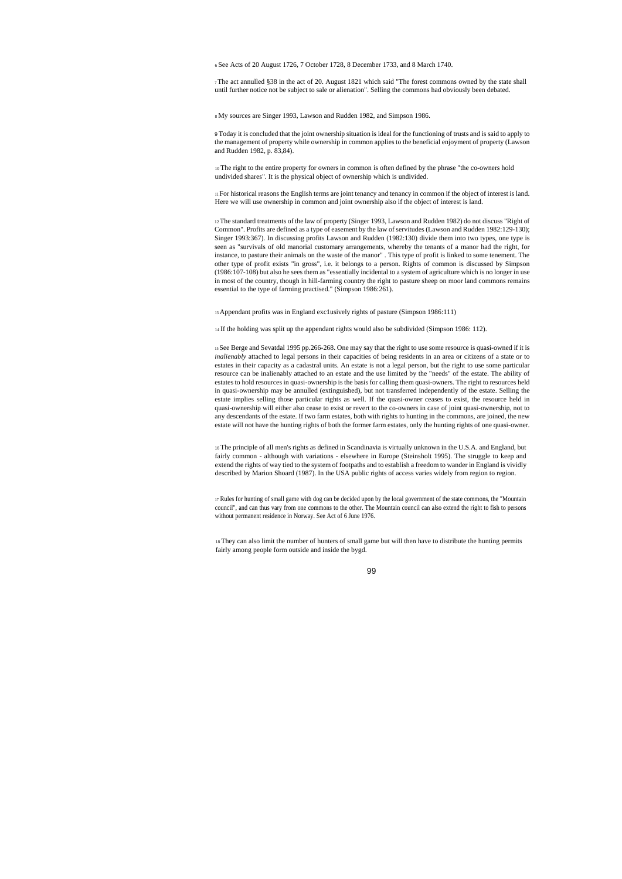[6] See Acts of 20 August 1726, 7 October 1728, 8 December 1733, and 8 March 1740.

[7] The act annulled §38 in the act of 20. August 1821 which said "The forest commons owned by the state shall until further notice not be subject to sale or alienation". Selling the commons had obviously been debated.

[8] My sources are Singer 1993, Lawson and Rudden 1982, and Simpson 1986.

[9] Today it is concluded that the joint ownership situation is ideal for the functioning of trusts and is said to apply to the management of property while ownership in common applies to the beneficial enjoyment of property (Lawson and Rudden 1982, p. 83,84).

[10] The right to the entire property for owners in common is often defined by the phrase "the co-owners hold undivided shares". It is the physical object of ownership which is undivided.

[11] For historical reasons the English terms are joint tenancy and tenancy in common if the object of interest is land. Here we will use ownership in common and joint ownership also if the object of interest is land.

[12] The standard treatments of the law of property (Singer 1993, Lawson and Rudden 1982) do not discuss "Right of Common". Profits are defined as a type of easement by the law of servitudes (Lawson and Rudden 1982:129-130); Singer 1993:367). In discussing profits Lawson and Rudden (1982:130) divide them into two types, one type is seen as "survivals of old manorial customary arrangements, whereby the tenants of a manor had the right, for instance, to pasture their animals on the waste of the manor" . This type of profit is linked to some tenement. The other type of profit exists "in gross", i.e. it belongs to a person. Rights of common is discussed by Simpson (1986:107-108) but also he sees them as "essentially incidental to a system of agriculture which is no longer in use in most of the country, though in hill-farming country the right to pasture sheep on moor land commons remains essential to the type of farming practised." (Simpson 1986:261).

[13] Appendant profits was in England exc1usively rights of pasture (Simpson 1986:111)

[14] If the holding was split up the appendant rights would also be subdivided (Simpson 1986: 112).

[15] See Berge and Sevatdal 1995 pp.266-268. One may say that the right to use some resource is quasi-owned if it is *inalienably* attached to legal persons in their capacities of being residents in an area or citizens of a state or to estates in their capacity as a cadastral units. An estate is not a legal person, but the right to use some particular resource can be inalienably attached to an estate and the use limited by the "needs" of the estate. The ability of estates to hold resources in quasi-ownership is the basis for calling them quasi-owners. The right to resources held in quasi-ownership may be annulled (extinguished), but not transferred independently of the estate. Selling the estate implies selling those particular rights as well. If the quasi-owner ceases to exist, the resource held in quasi-ownership will either also cease to exist or revert to the co-owners in case of joint quasi-ownership, not to any descendants of the estate. If two farm estates, both with rights to hunting in the commons, are joined, the new estate will not have the hunting rights of both the former farm estates, only the hunting rights of one quasi-owner.

[16] The principle of all men's rights as defined in Scandinavia is virtually unknown in the U.S.A. and England, but fairly common - although with variations - elsewhere in Europe (Steinsholt 1995). The struggle to keep and extend the rights of way tied to the system of footpaths and to establish a freedom to wander in England is vividly described by Marion Shoard (1987). In the USA public rights of access varies widely from region to region.

[17] Rules for hunting of small game with dog can be decided upon by the local government of the state commons, the "Mountain council", and can thus vary from one commons to the other. The Mountain council can also extend the right to fish to persons without permanent residence in Norway. See Act of 6 June 1976.

[18] They can also limit the number of hunters of small game but will then have to distribute the hunting permits fairly among people form outside and inside the bygd.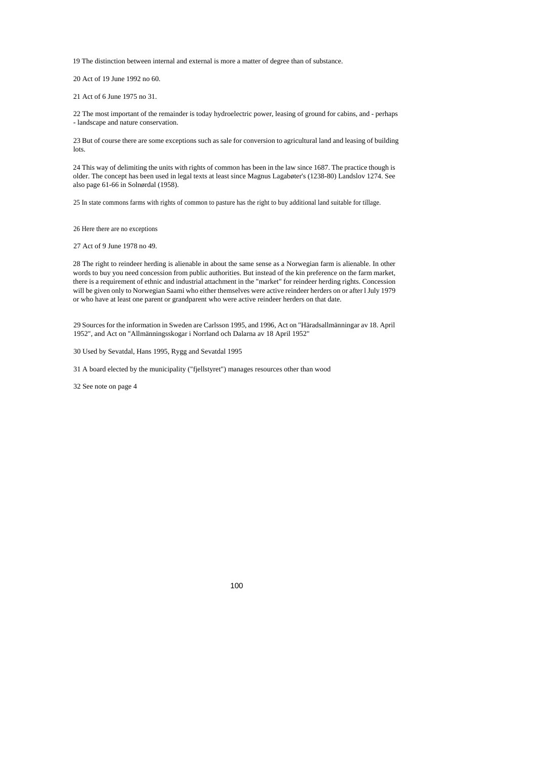19 The distinction between internal and external is more a matter of degree than of substance.

20 Act of 19 June 1992 no 60.

21 Act of 6 June 1975 no 31.

22 The most important of the remainder is today hydroelectric power, leasing of ground for cabins, and - perhaps - landscape and nature conservation.

23 But of course there are some exceptions such as sale for conversion to agricultural land and leasing of building lots.

24 This way of delimiting the units with rights of common has been in the law since 1687. The practice though is older. The concept has been used in legal texts at least since Magnus Lagabøter's (1238-80) Landslov 1274. See also page 61-66 in Solnørdal (1958).

25 In state commons farms with rights of common to pasture has the right to buy additional land suitable for tillage.

26 Here there are no exceptions

27 Act of 9 June 1978 no 49.

28 The right to reindeer herding is alienable in about the same sense as a Norwegian farm is alienable. In other words to buy you need concession from public authorities. But instead of the kin preference on the farm market, there is a requirement of ethnic and industrial attachment in the "market" for reindeer herding rights. Concession will be given only to Norwegian Saami who either themselves were active reindeer herders on or after l July 1979 or who have at least one parent or grandparent who were active reindeer herders on that date.

29 Sources for the information in Sweden are Carlsson 1995, and 1996, Act on "Häradsallmänningar av 18. April 1952", and Act on "Allmänningsskogar i Norrland och Dalarna av 18 April 1952"

30 Used by Sevatdal, Hans 1995, Rygg and Sevatdal 1995

31 A board elected by the municipality ("fjellstyret") manages resources other than wood

32 See note on page 4